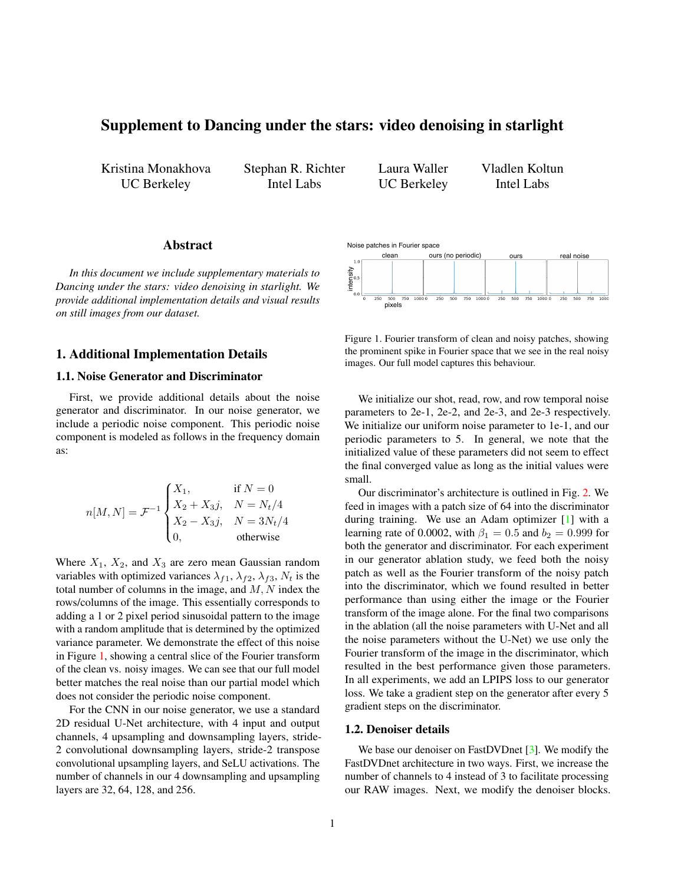# Supplement to Dancing under the stars: video denoising in starlight

Kristina Monakhova
UC Berkeley

Stephan R. Richter
Intel Labs

Laura Waller
UC Berkeley

Vladlen Koltun
Intel Labs

## Abstract

*In this document we include supplementary materials to Dancing under the stars: video denoising in starlight. We provide additional implementation details and visual results on still images from our dataset.*

## 1. Additional Implementation Details

### 1.1. Noise Generator and Discriminator

First, we provide additional details about the noise generator and discriminator. In our noise generator, we include a periodic noise component. This periodic noise component is modeled as follows in the frequency domain as:

$$n[M,N] = \mathcal{F}^{-1}\begin{cases} X_1, & \text{if } N = 0 \\ X_2 + X_3 j, & N = N_t/4 \\ X_2 - X_3 j, & N = 3N_t/4 \\ 0, & \text{otherwise} \end{cases}$$

Where $X_1$, $X_2$, and $X_3$ are zero mean Gaussian random variables with optimized variances $\lambda_{f1}$, $\lambda_{f2}$, $\lambda_{f3}$, $N_t$ is the total number of columns in the image, and $M, N$ index the rows/columns of the image. This essentially corresponds to adding a 1 or 2 pixel period sinusoidal pattern to the image with a random amplitude that is determined by the optimized variance parameter. We demonstrate the effect of this noise in Figure 1, showing a central slice of the Fourier transform of the clean vs. noisy images. We can see that our full model better matches the real noise than our partial model which does not consider the periodic noise component.

For the CNN in our noise generator, we use a standard 2D residual U-Net architecture, with 4 input and output channels, 4 upsampling and downsampling layers, stride-2 convolutional downsampling layers, stride-2 transpose convolutional upsampling layers, and SeLU activations. The number of channels in our 4 downsampling and upsampling layers are 32, 64, 128, and 256.

Figure 1. Fourier transform of clean and noisy patches, showing the prominent spike in Fourier space that we see in the real noisy images. Our full model captures this behaviour.

We initialize our shot, read, row, and row temporal noise parameters to 2e-1, 2e-2, and 2e-3, and 2e-3 respectively. We initialize our uniform noise parameter to 1e-1, and our periodic parameters to 5. In general, we note that the initialized value of these parameters did not seem to effect the final converged value as long as the initial values were small.

Our discriminator's architecture is outlined in Fig. 2. We feed in images with a patch size of 64 into the discriminator during training. We use an Adam optimizer [1] with a learning rate of 0.0002, with $\beta_1 = 0.5$ and $b_2 = 0.999$ for both the generator and discriminator. For each experiment in our generator ablation study, we feed both the noisy patch as well as the Fourier transform of the noisy patch into the discriminator, which we found resulted in better performance than using either the image or the Fourier transform of the image alone. For the final two comparisons in the ablation (all the noise parameters with U-Net and all the noise parameters without the U-Net) we use only the Fourier transform of the image in the discriminator, which resulted in the best performance given those parameters. In all experiments, we add an LPIPS loss to our generator loss. We take a gradient step on the generator after every 5 gradient steps on the discriminator.

### 1.2. Denoiser details

We base our denoiser on FastDVDnet [3]. We modify the FastDVDnet architecture in two ways. First, we increase the number of channels to 4 instead of 3 to facilitate processing our RAW images. Next, we modify the denoiser blocks.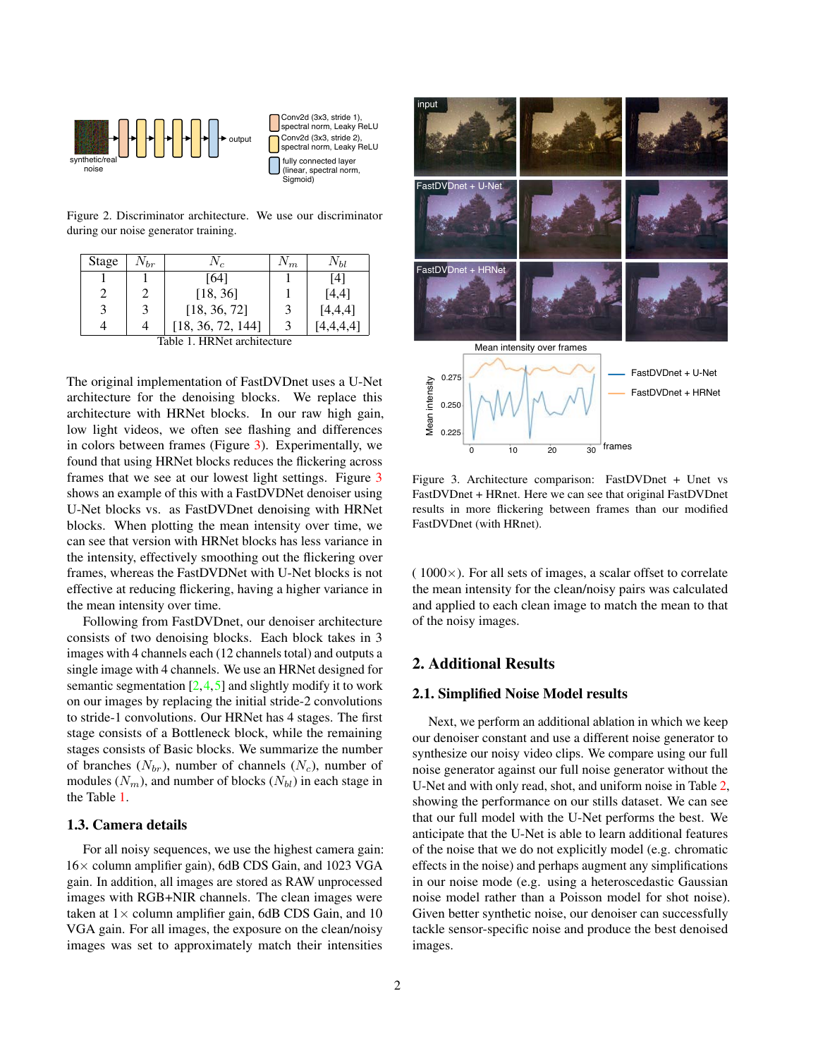Figure 2. Discriminator architecture. We use our discriminator during our noise generator training.

| Stage | $N_{br}$ | $N_c$ | $N_m$ | $N_{bl}$ |
|---|---|---|---|---|
| 1 | 1 | [64] | 1 | [4] |
| 2 | 2 | [18, 36] | 1 | [4,4] |
| 3 | 3 | [18, 36, 72] | 3 | [4,4,4] |
| 4 | 4 | [18, 36, 72, 144] | 3 | [4,4,4,4] |

Table 1. HRNet architecture

The original implementation of FastDVDnet uses a U-Net architecture for the denoising blocks. We replace this architecture with HRNet blocks. In our raw high gain, low light videos, we often see flashing and differences in colors between frames (Figure 3). Experimentally, we found that using HRNet blocks reduces the flickering across frames that we see at our lowest light settings. Figure 3 shows an example of this with a FastDVDNet denoiser using U-Net blocks vs. as FastDVDnet denoising with HRNet blocks. When plotting the mean intensity over time, we can see that version with HRNet blocks has less variance in the intensity, effectively smoothing out the flickering over frames, whereas the FastDVDNet with U-Net blocks is not effective at reducing flickering, having a higher variance in the mean intensity over time.

Following from FastDVDnet, our denoiser architecture consists of two denoising blocks. Each block takes in 3 images with 4 channels each (12 channels total) and outputs a single image with 4 channels. We use an HRNet designed for semantic segmentation [2, 4, 5] and slightly modify it to work on our images by replacing the initial stride-2 convolutions to stride-1 convolutions. Our HRNet has 4 stages. The first stage consists of a Bottleneck block, while the remaining stages consists of Basic blocks. We summarize the number of branches ($N_{br}$), number of channels ($N_c$), number of modules ($N_m$), and number of blocks ($N_{bl}$) in each stage in the Table 1.

### 1.3. Camera details

For all noisy sequences, we use the highest camera gain: 16× column amplifier gain), 6dB CDS Gain, and 1023 VGA gain. In addition, all images are stored as RAW unprocessed images with RGB+NIR channels. The clean images were taken at 1× column amplifier gain, 6dB CDS Gain, and 10 VGA gain. For all images, the exposure on the clean/noisy images was set to approximately match their intensities (1000×). For all sets of images, a scalar offset to correlate the mean intensity for the clean/noisy pairs was calculated and applied to each clean image to match the mean to that of the noisy images.

Figure 3. Architecture comparison: FastDVDnet + Unet vs FastDVDnet + HRNet. Here we can see that original FastDVDnet results in more flickering between frames than our modified FastDVDnet (with HRNet).

## 2. Additional Results

### 2.1. Simplified Noise Model results

Next, we perform an additional ablation in which we keep our denoiser constant and use a different noise generator to synthesize our noisy video clips. We compare using our full noise generator against our full noise generator without the U-Net and with only read, shot, and uniform noise in Table 2, showing the performance on our stills dataset. We can see that our full model with the U-Net performs the best. We anticipate that the U-Net is able to learn additional features of the noise that we do not explicitly model (e.g. chromatic effects in the noise) and perhaps augment any simplifications in our noise mode (e.g. using a heteroscedastic Gaussian noise model rather than a Poisson model for shot noise). Given better synthetic noise, our denoiser can successfully tackle sensor-specific noise and produce the best denoised images.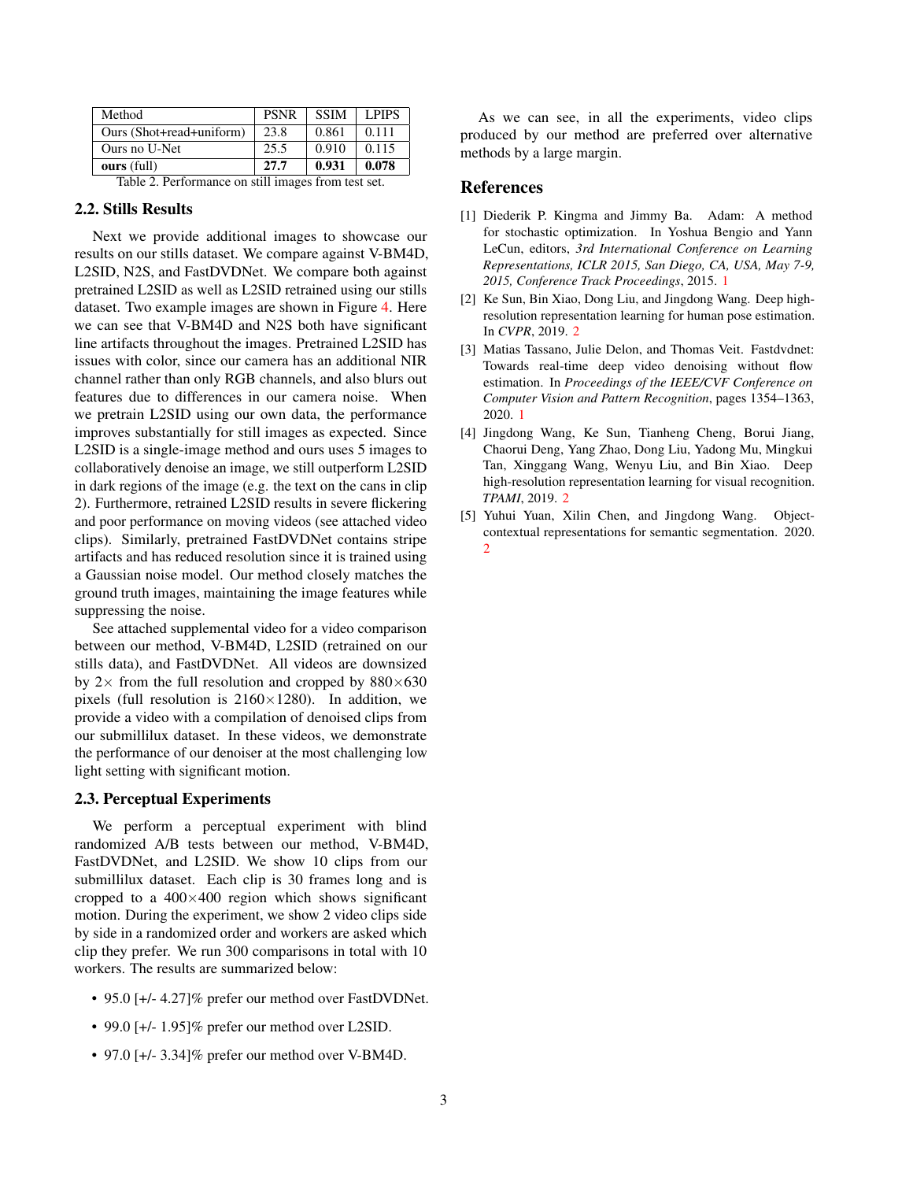| Method | PSNR | SSIM | LPIPS |
|---|---|---|---|
| Ours (Shot+read+uniform) | 23.8 | 0.861 | 0.111 |
| Ours no U-Net | 25.5 | 0.910 | 0.115 |
| **ours** (full) | **27.7** | **0.931** | **0.078** |

Table 2. Performance on still images from test set.

### 2.2. Stills Results

Next we provide additional images to showcase our results on our stills dataset. We compare against V-BM4D, L2SID, N2S, and FastDVDNet. We compare both against pretrained L2SID as well as L2SID retrained using our stills dataset. Two example images are shown in Figure 4. Here we can see that V-BM4D and N2S both have significant line artifacts throughout the images. Pretrained L2SID has issues with color, since our camera has an additional NIR channel rather than only RGB channels, and also blurs out features due to differences in our camera noise. When we pretrain L2SID using our own data, the performance improves substantially for still images as expected. Since L2SID is a single-image method and ours uses 5 images to collaboratively denoise an image, we still outperform L2SID in dark regions of the image (e.g. the text on the cans in clip 2). Furthermore, retrained L2SID results in severe flickering and poor performance on moving videos (see attached video clips). Similarly, pretrained FastDVDNet contains stripe artifacts and has reduced resolution since it is trained using a Gaussian noise model. Our method closely matches the ground truth images, maintaining the image features while suppressing the noise.

See attached supplemental video for a video comparison between our method, V-BM4D, L2SID (retrained on our stills data), and FastDVDNet. All videos are downsized by $2\times$ from the full resolution and cropped by $880\times630$ pixels (full resolution is $2160\times1280$). In addition, we provide a video with a compilation of denoised clips from our submillilux dataset. In these videos, we demonstrate the performance of our denoiser at the most challenging low light setting with significant motion.

### 2.3. Perceptual Experiments

We perform a perceptual experiment with blind randomized A/B tests between our method, V-BM4D, FastDVDNet, and L2SID. We show 10 clips from our submillilux dataset. Each clip is 30 frames long and is cropped to a $400\times400$ region which shows significant motion. During the experiment, we show 2 video clips side by side in a randomized order and workers are asked which clip they prefer. We run 300 comparisons in total with 10 workers. The results are summarized below:

- 95.0 [+/- 4.27]% prefer our method over FastDVDNet.
- 99.0 [+/- 1.95]% prefer our method over L2SID.
- 97.0 [+/- 3.34]% prefer our method over V-BM4D.

As we can see, in all the experiments, video clips produced by our method are preferred over alternative methods by a large margin.

## References

[1] Diederik P. Kingma and Jimmy Ba. Adam: A method for stochastic optimization. In Yoshua Bengio and Yann LeCun, editors, *3rd International Conference on Learning Representations, ICLR 2015, San Diego, CA, USA, May 7-9, 2015, Conference Track Proceedings*, 2015. 1

[2] Ke Sun, Bin Xiao, Dong Liu, and Jingdong Wang. Deep high-resolution representation learning for human pose estimation. In *CVPR*, 2019. 2

[3] Matias Tassano, Julie Delon, and Thomas Veit. Fastdvdnet: Towards real-time deep video denoising without flow estimation. In *Proceedings of the IEEE/CVF Conference on Computer Vision and Pattern Recognition*, pages 1354–1363, 2020. 1

[4] Jingdong Wang, Ke Sun, Tianheng Cheng, Borui Jiang, Chaorui Deng, Yang Zhao, Dong Liu, Yadong Mu, Mingkui Tan, Xinggang Wang, Wenyu Liu, and Bin Xiao. Deep high-resolution representation learning for visual recognition. *TPAMI*, 2019. 2

[5] Yuhui Yuan, Xilin Chen, and Jingdong Wang. Object-contextual representations for semantic segmentation. 2020. 2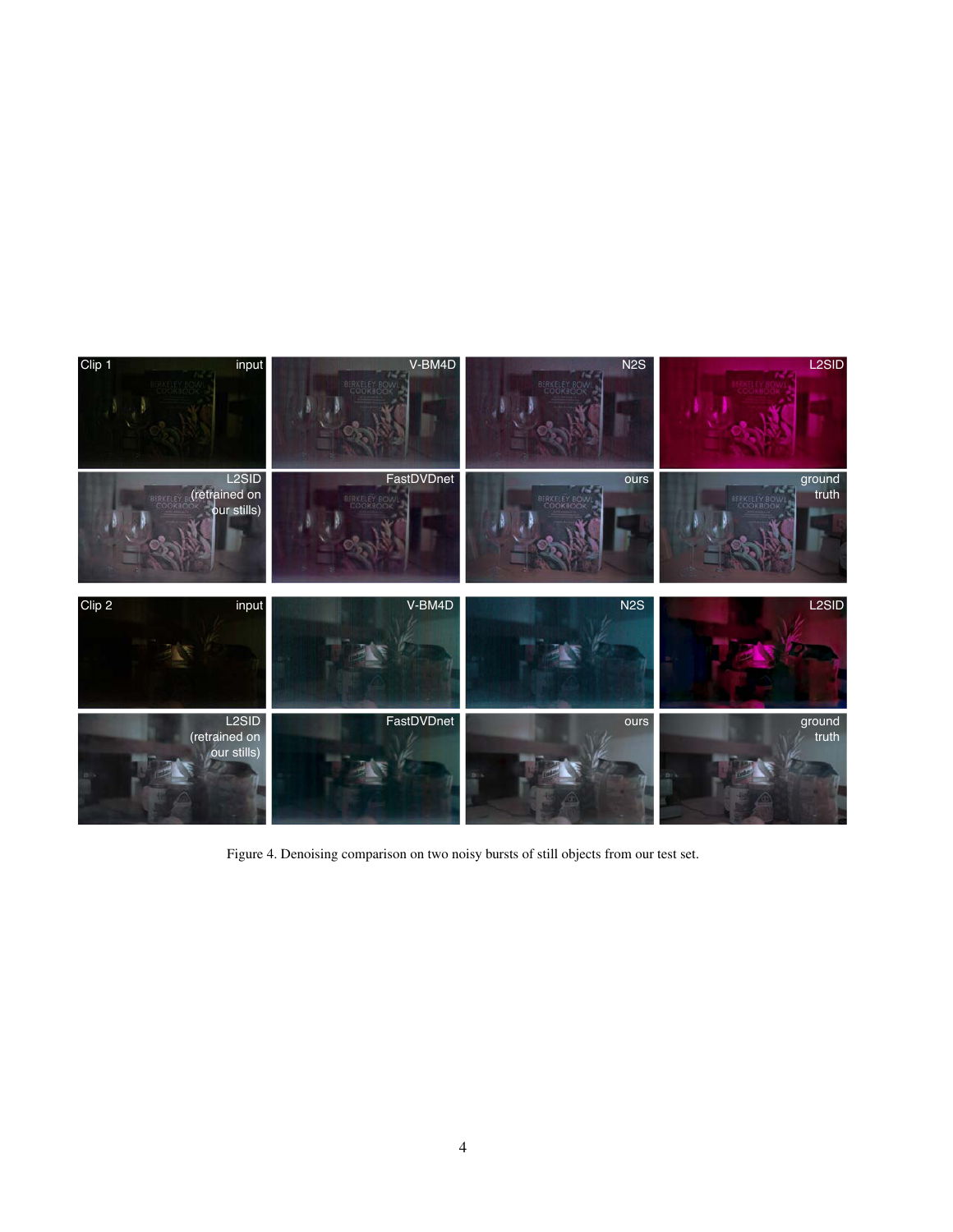Clip 1
input
V-BM4D
N2S
L2SID
L2SID (retrained on our stills)
FastDVDnet
ours
ground truth

Clip 2
input
V-BM4D
N2S
L2SID
L2SID (retrained on our stills)
FastDVDnet
ours
ground truth

Figure 4. Denoising comparison on two noisy bursts of still objects from our test set.